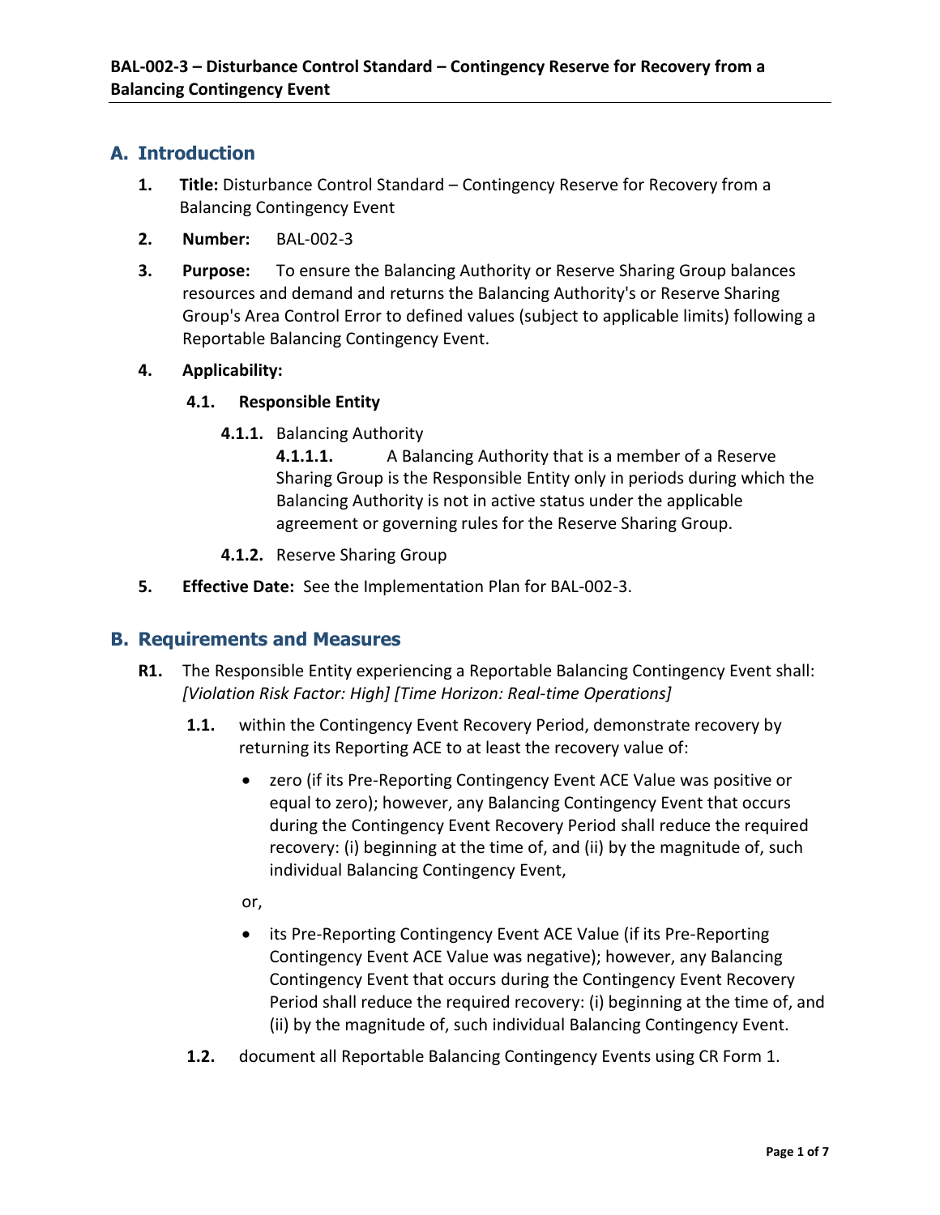**BAL-002-3 – Disturbance Control Standard – Contingency Reserve for Recovery from a Balancing Contingency Event**

## A. Introduction

1. **Title:** Disturbance Control Standard – Contingency Reserve for Recovery from a Balancing Contingency Event
2. **Number:** BAL-002-3
3. **Purpose:** To ensure the Balancing Authority or Reserve Sharing Group balances resources and demand and returns the Balancing Authority's or Reserve Sharing Group's Area Control Error to defined values (subject to applicable limits) following a Reportable Balancing Contingency Event.
4. **Applicability:**
   - **4.1. Responsible Entity**
     - **4.1.1.** Balancing Authority
       - **4.1.1.1.** A Balancing Authority that is a member of a Reserve Sharing Group is the Responsible Entity only in periods during which the Balancing Authority is not in active status under the applicable agreement or governing rules for the Reserve Sharing Group.
     - **4.1.2.** Reserve Sharing Group
5. **Effective Date:** See the Implementation Plan for BAL-002-3.

## B. Requirements and Measures

**R1.** The Responsible Entity experiencing a Reportable Balancing Contingency Event shall: *[Violation Risk Factor: High] [Time Horizon: Real-time Operations]*

**1.1.** within the Contingency Event Recovery Period, demonstrate recovery by returning its Reporting ACE to at least the recovery value of:

- zero (if its Pre-Reporting Contingency Event ACE Value was positive or equal to zero); however, any Balancing Contingency Event that occurs during the Contingency Event Recovery Period shall reduce the required recovery: (i) beginning at the time of, and (ii) by the magnitude of, such individual Balancing Contingency Event,

or,

- its Pre-Reporting Contingency Event ACE Value (if its Pre-Reporting Contingency Event ACE Value was negative); however, any Balancing Contingency Event that occurs during the Contingency Event Recovery Period shall reduce the required recovery: (i) beginning at the time of, and (ii) by the magnitude of, such individual Balancing Contingency Event.

**1.2.** document all Reportable Balancing Contingency Events using CR Form 1.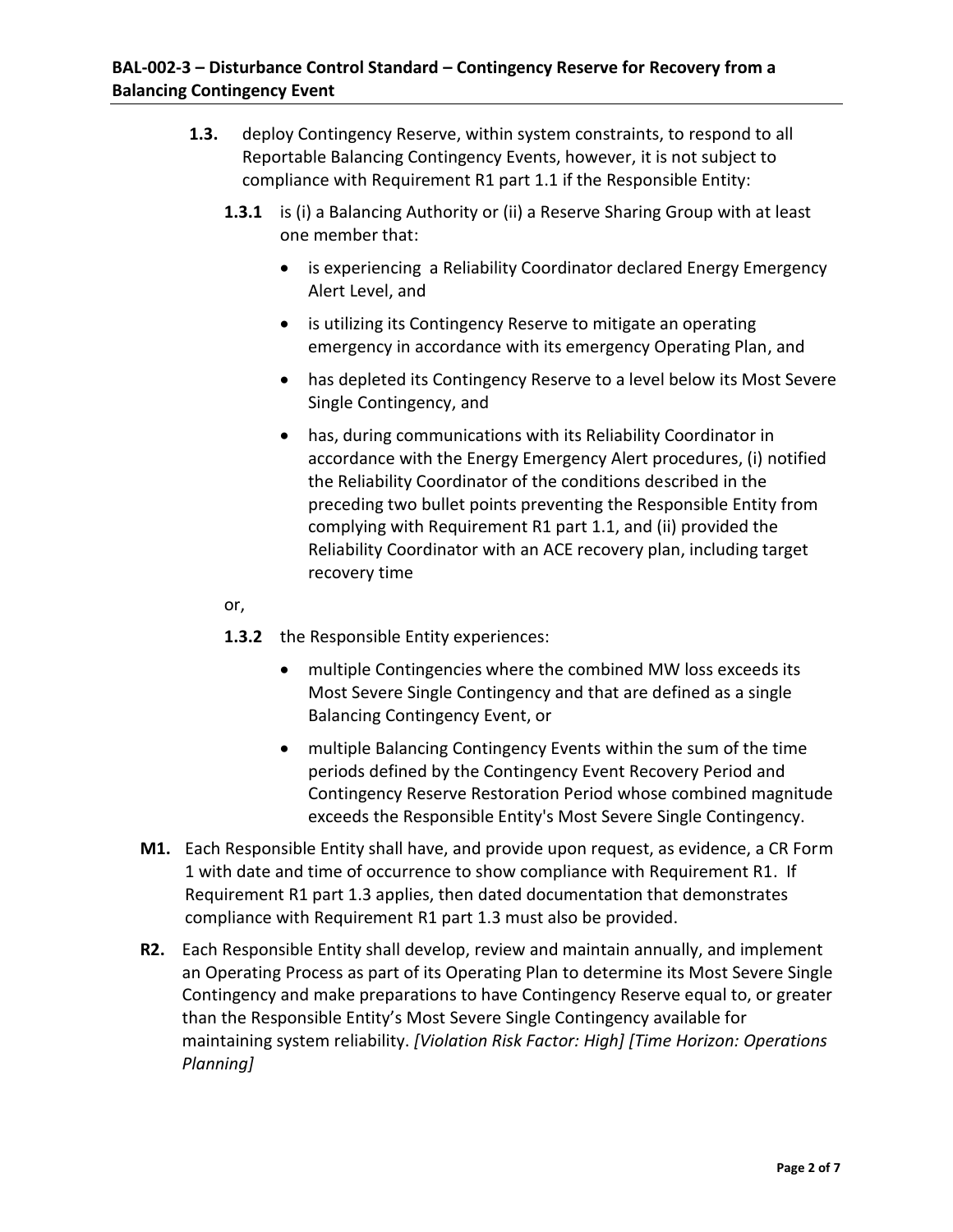**1.3.** deploy Contingency Reserve, within system constraints, to respond to all Reportable Balancing Contingency Events, however, it is not subject to compliance with Requirement R1 part 1.1 if the Responsible Entity:

**1.3.1** is (i) a Balancing Authority or (ii) a Reserve Sharing Group with at least one member that:

- is experiencing a Reliability Coordinator declared Energy Emergency Alert Level, and
- is utilizing its Contingency Reserve to mitigate an operating emergency in accordance with its emergency Operating Plan, and
- has depleted its Contingency Reserve to a level below its Most Severe Single Contingency, and
- has, during communications with its Reliability Coordinator in accordance with the Energy Emergency Alert procedures, (i) notified the Reliability Coordinator of the conditions described in the preceding two bullet points preventing the Responsible Entity from complying with Requirement R1 part 1.1, and (ii) provided the Reliability Coordinator with an ACE recovery plan, including target recovery time

or,

**1.3.2** the Responsible Entity experiences:

- multiple Contingencies where the combined MW loss exceeds its Most Severe Single Contingency and that are defined as a single Balancing Contingency Event, or
- multiple Balancing Contingency Events within the sum of the time periods defined by the Contingency Event Recovery Period and Contingency Reserve Restoration Period whose combined magnitude exceeds the Responsible Entity's Most Severe Single Contingency.

**M1.** Each Responsible Entity shall have, and provide upon request, as evidence, a CR Form 1 with date and time of occurrence to show compliance with Requirement R1. If Requirement R1 part 1.3 applies, then dated documentation that demonstrates compliance with Requirement R1 part 1.3 must also be provided.

**R2.** Each Responsible Entity shall develop, review and maintain annually, and implement an Operating Process as part of its Operating Plan to determine its Most Severe Single Contingency and make preparations to have Contingency Reserve equal to, or greater than the Responsible Entity's Most Severe Single Contingency available for maintaining system reliability. *[Violation Risk Factor: High] [Time Horizon: Operations Planning]*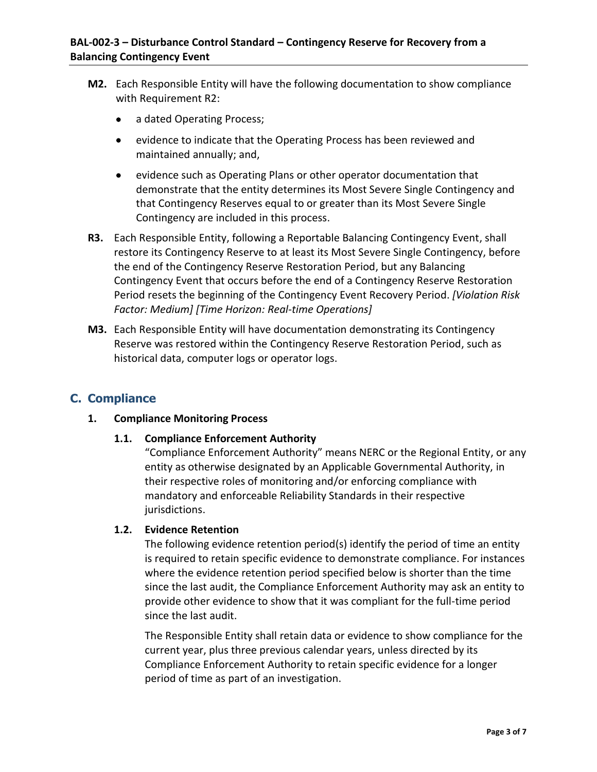**M2.** Each Responsible Entity will have the following documentation to show compliance with Requirement R2:

- a dated Operating Process;
- evidence to indicate that the Operating Process has been reviewed and maintained annually; and,
- evidence such as Operating Plans or other operator documentation that demonstrate that the entity determines its Most Severe Single Contingency and that Contingency Reserves equal to or greater than its Most Severe Single Contingency are included in this process.

**R3.** Each Responsible Entity, following a Reportable Balancing Contingency Event, shall restore its Contingency Reserve to at least its Most Severe Single Contingency, before the end of the Contingency Reserve Restoration Period, but any Balancing Contingency Event that occurs before the end of a Contingency Reserve Restoration Period resets the beginning of the Contingency Event Recovery Period. *[Violation Risk Factor: Medium] [Time Horizon: Real-time Operations]*

**M3.** Each Responsible Entity will have documentation demonstrating its Contingency Reserve was restored within the Contingency Reserve Restoration Period, such as historical data, computer logs or operator logs.

## C. Compliance

### 1. Compliance Monitoring Process

#### 1.1. Compliance Enforcement Authority

"Compliance Enforcement Authority" means NERC or the Regional Entity, or any entity as otherwise designated by an Applicable Governmental Authority, in their respective roles of monitoring and/or enforcing compliance with mandatory and enforceable Reliability Standards in their respective jurisdictions.

#### 1.2. Evidence Retention

The following evidence retention period(s) identify the period of time an entity is required to retain specific evidence to demonstrate compliance. For instances where the evidence retention period specified below is shorter than the time since the last audit, the Compliance Enforcement Authority may ask an entity to provide other evidence to show that it was compliant for the full-time period since the last audit.

The Responsible Entity shall retain data or evidence to show compliance for the current year, plus three previous calendar years, unless directed by its Compliance Enforcement Authority to retain specific evidence for a longer period of time as part of an investigation.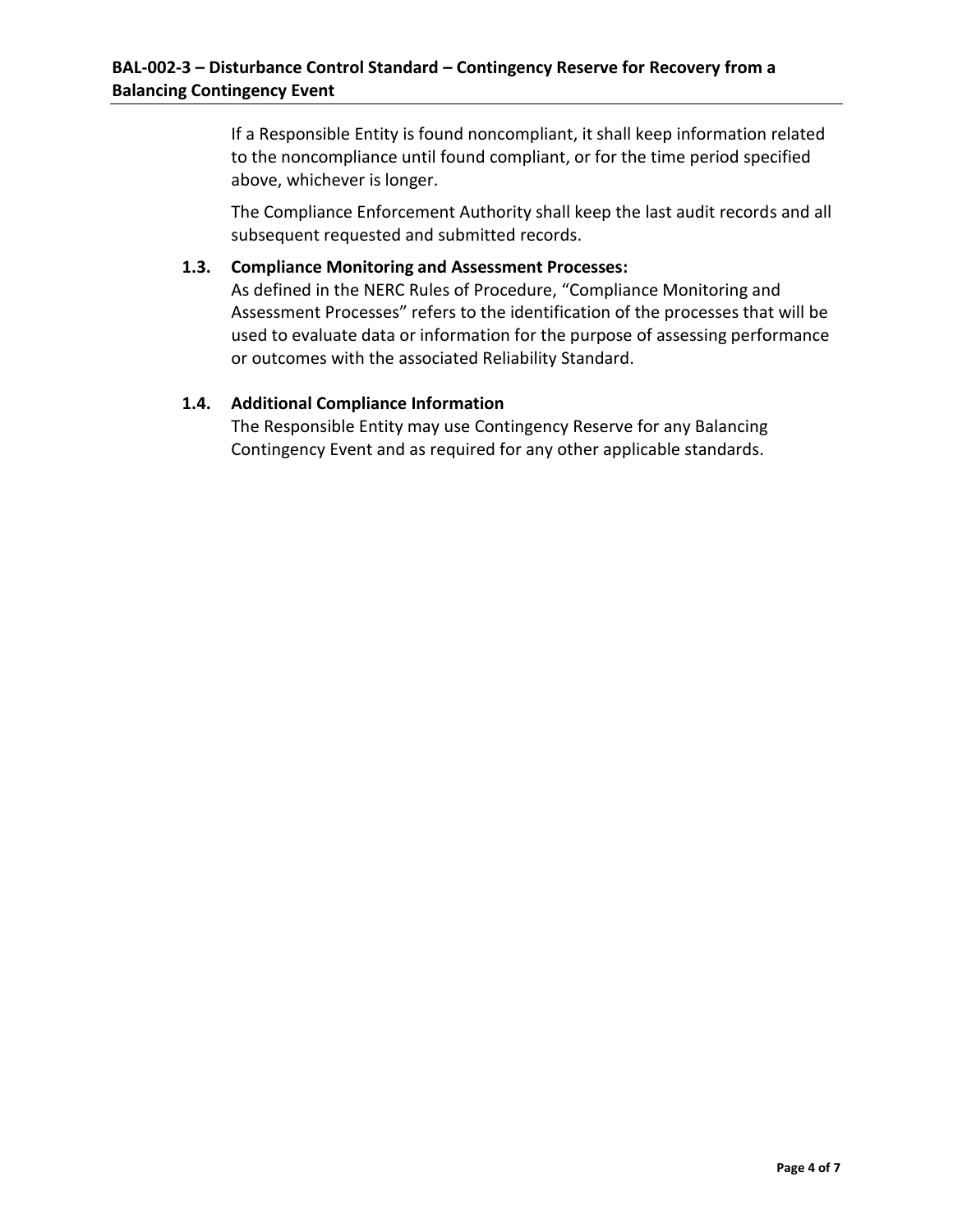If a Responsible Entity is found noncompliant, it shall keep information related to the noncompliance until found compliant, or for the time period specified above, whichever is longer.

The Compliance Enforcement Authority shall keep the last audit records and all subsequent requested and submitted records.

**1.3. Compliance Monitoring and Assessment Processes:**

As defined in the NERC Rules of Procedure, “Compliance Monitoring and Assessment Processes” refers to the identification of the processes that will be used to evaluate data or information for the purpose of assessing performance or outcomes with the associated Reliability Standard.

**1.4. Additional Compliance Information**

The Responsible Entity may use Contingency Reserve for any Balancing Contingency Event and as required for any other applicable standards.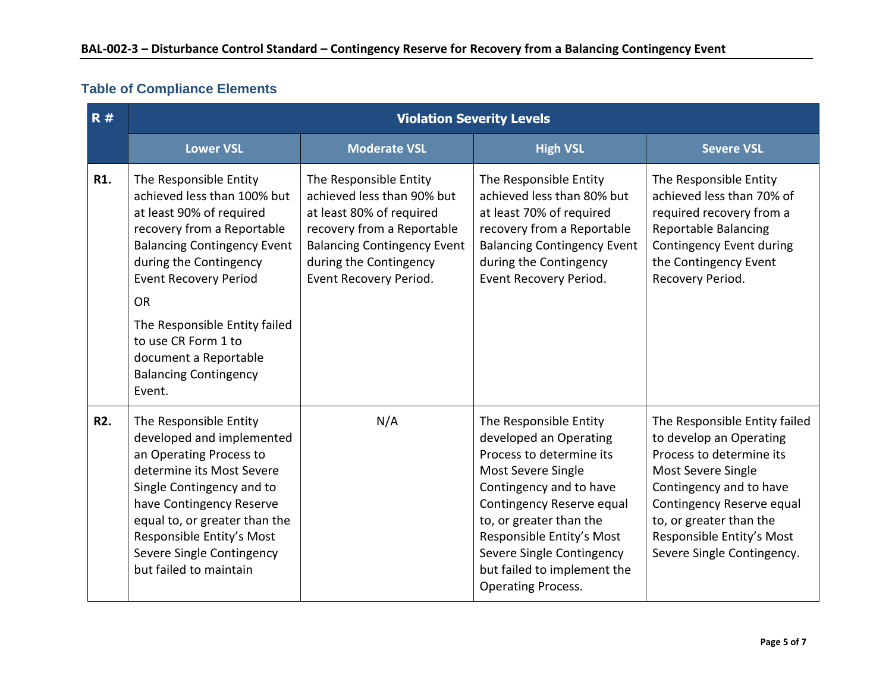## Table of Compliance Elements

| R # | Violation Severity Levels | | | |
|---|---|---|---|---|
| | **Lower VSL** | **Moderate VSL** | **High VSL** | **Severe VSL** |
| **R1.** | The Responsible Entity achieved less than 100% but at least 90% of required recovery from a Reportable Balancing Contingency Event during the Contingency Event Recovery Period<br><br>OR<br><br>The Responsible Entity failed to use CR Form 1 to document a Reportable Balancing Contingency Event. | The Responsible Entity achieved less than 90% but at least 80% of required recovery from a Reportable Balancing Contingency Event during the Contingency Event Recovery Period. | The Responsible Entity achieved less than 80% but at least 70% of required recovery from a Reportable Balancing Contingency Event during the Contingency Event Recovery Period. | The Responsible Entity achieved less than 70% of required recovery from a Reportable Balancing Contingency Event during the Contingency Event Recovery Period. |
| **R2.** | The Responsible Entity developed and implemented an Operating Process to determine its Most Severe Single Contingency and to have Contingency Reserve equal to, or greater than the Responsible Entity's Most Severe Single Contingency but failed to maintain | N/A | The Responsible Entity developed an Operating Process to determine its Most Severe Single Contingency and to have Contingency Reserve equal to, or greater than the Responsible Entity's Most Severe Single Contingency but failed to implement the Operating Process. | The Responsible Entity failed to develop an Operating Process to determine its Most Severe Single Contingency and to have Contingency Reserve equal to, or greater than the Responsible Entity's Most Severe Single Contingency. |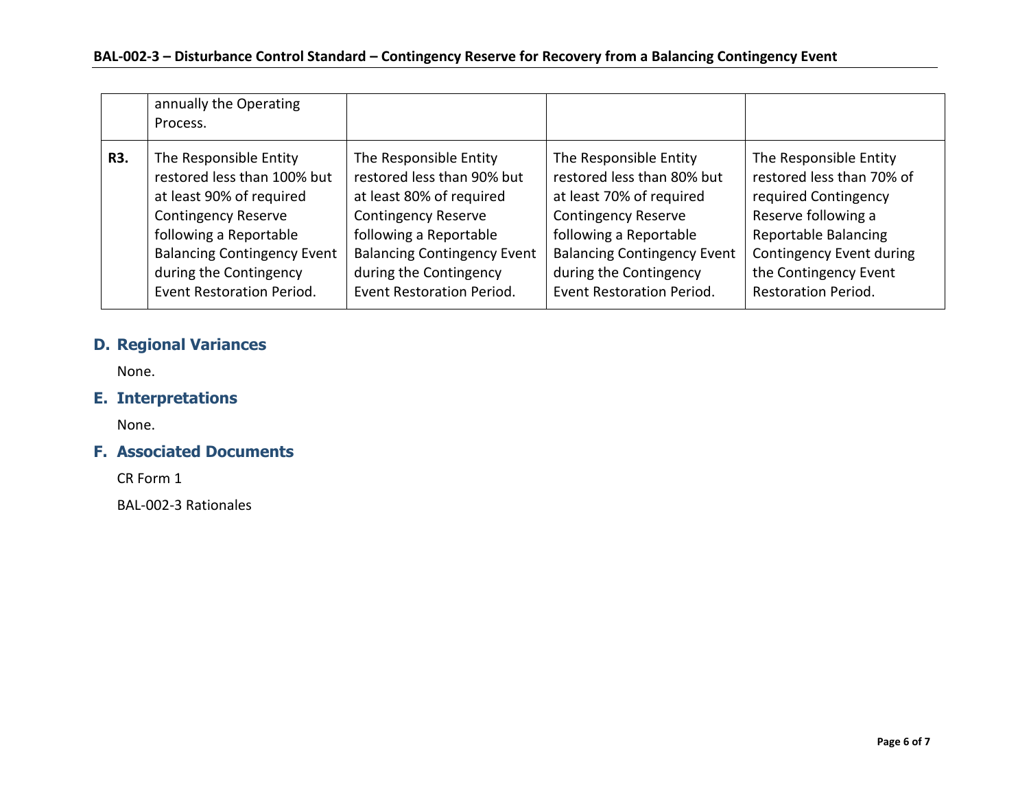| | | | | |
|---|---|---|---|---|
| | annually the Operating Process. | | | |
| **R3.** | The Responsible Entity restored less than 100% but at least 90% of required Contingency Reserve following a Reportable Balancing Contingency Event during the Contingency Event Restoration Period. | The Responsible Entity restored less than 90% but at least 80% of required Contingency Reserve following a Reportable Balancing Contingency Event during the Contingency Event Restoration Period. | The Responsible Entity restored less than 80% but at least 70% of required Contingency Reserve following a Reportable Balancing Contingency Event during the Contingency Event Restoration Period. | The Responsible Entity restored less than 70% of required Contingency Reserve following a Reportable Balancing Contingency Event during the Contingency Event Restoration Period. |

## D. Regional Variances

None.

## E. Interpretations

None.

## F. Associated Documents

CR Form 1

BAL-002-3 Rationales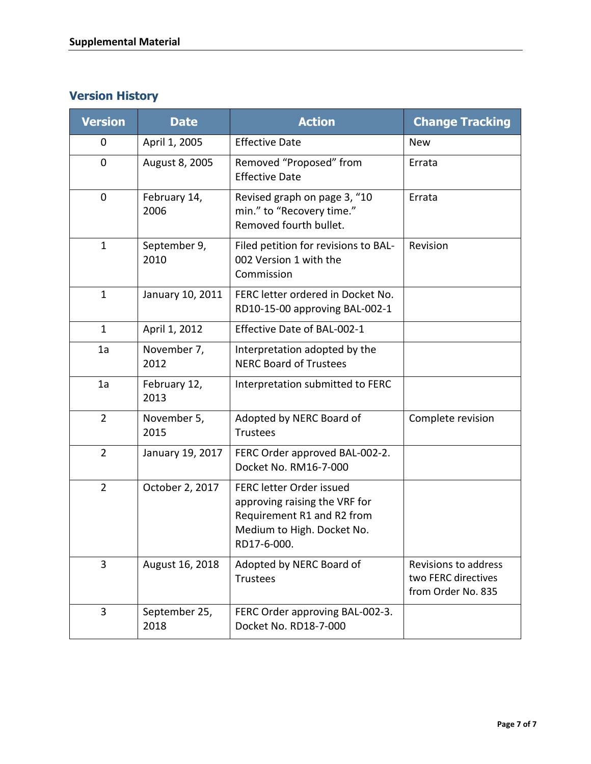## Version History

| Version | Date | Action | Change Tracking |
|---|---|---|---|
| 0 | April 1, 2005 | Effective Date | New |
| 0 | August 8, 2005 | Removed "Proposed" from Effective Date | Errata |
| 0 | February 14, 2006 | Revised graph on page 3, "10 min." to "Recovery time." Removed fourth bullet. | Errata |
| 1 | September 9, 2010 | Filed petition for revisions to BAL-002 Version 1 with the Commission | Revision |
| 1 | January 10, 2011 | FERC letter ordered in Docket No. RD10-15-00 approving BAL-002-1 | |
| 1 | April 1, 2012 | Effective Date of BAL-002-1 | |
| 1a | November 7, 2012 | Interpretation adopted by the NERC Board of Trustees | |
| 1a | February 12, 2013 | Interpretation submitted to FERC | |
| 2 | November 5, 2015 | Adopted by NERC Board of Trustees | Complete revision |
| 2 | January 19, 2017 | FERC Order approved BAL-002-2. Docket No. RM16-7-000 | |
| 2 | October 2, 2017 | FERC letter Order issued approving raising the VRF for Requirement R1 and R2 from Medium to High. Docket No. RD17-6-000. | |
| 3 | August 16, 2018 | Adopted by NERC Board of Trustees | Revisions to address two FERC directives from Order No. 835 |
| 3 | September 25, 2018 | FERC Order approving BAL-002-3. Docket No. RD18-7-000 | |